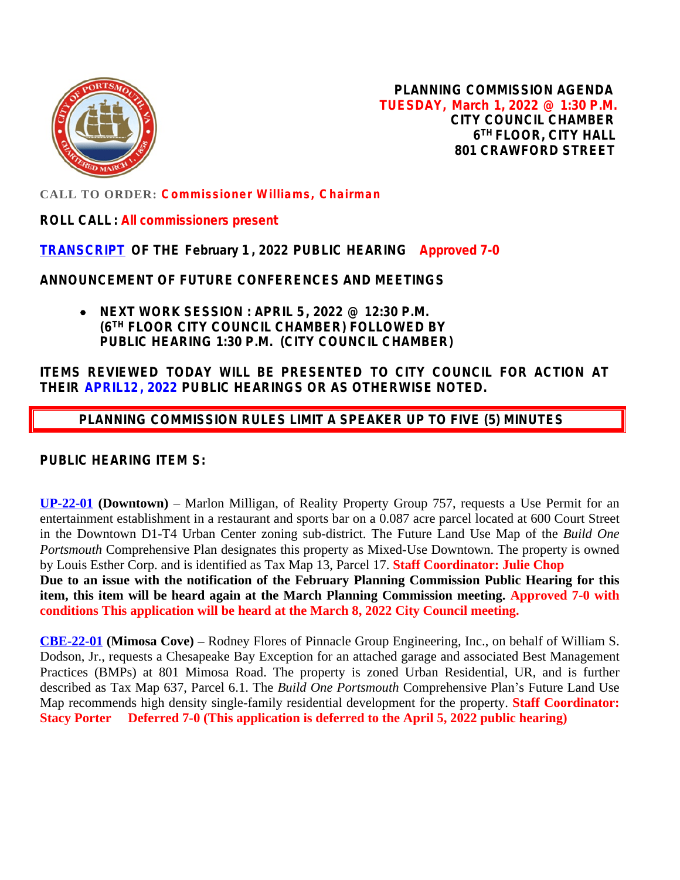# PLANNING COMMISSION AGENDA
**TUESDAY, March 1, 2022 @ 1:30 P.M.**
**CITY COUNCIL CHAMBER**
**6TH FLOOR, CITY HALL**
**801 CRAWFORD STREET**

**CALL TO ORDER: Commissioner Williams, Chairman**

**ROLL CALL: All commissioners present**

**TRANSCRIPT OF THE February 1, 2022 PUBLIC HEARING Approved 7-0**

**ANNOUNCEMENT OF FUTURE CONFERENCES AND MEETINGS**

- **NEXT WORK SESSION: APRIL 5, 2022 @ 12:30 P.M. (6TH FLOOR CITY COUNCIL CHAMBER) FOLLOWED BY PUBLIC HEARING 1:30 P.M. (CITY COUNCIL CHAMBER)**

**ITEMS REVIEWED TODAY WILL BE PRESENTED TO CITY COUNCIL FOR ACTION AT THEIR APRIL12, 2022 PUBLIC HEARINGS OR AS OTHERWISE NOTED.**

**PLANNING COMMISSION RULES LIMIT A SPEAKER UP TO FIVE (5) MINUTES**

**PUBLIC HEARING ITEMS:**

**UP-22-01 (Downtown)** – Marlon Milligan, of Reality Property Group 757, requests a Use Permit for an entertainment establishment in a restaurant and sports bar on a 0.087 acre parcel located at 600 Court Street in the Downtown D1-T4 Urban Center zoning sub-district. The Future Land Use Map of the *Build One Portsmouth* Comprehensive Plan designates this property as Mixed-Use Downtown. The property is owned by Louis Esther Corp. and is identified as Tax Map 13, Parcel 17. **Staff Coordinator: Julie Chop**
**Due to an issue with the notification of the February Planning Commission Public Hearing for this item, this item will be heard again at the March Planning Commission meeting. Approved 7-0 with conditions This application will be heard at the March 8, 2022 City Council meeting.**

**CBE-22-01 (Mimosa Cove) –** Rodney Flores of Pinnacle Group Engineering, Inc., on behalf of William S. Dodson, Jr., requests a Chesapeake Bay Exception for an attached garage and associated Best Management Practices (BMPs) at 801 Mimosa Road. The property is zoned Urban Residential, UR, and is further described as Tax Map 637, Parcel 6.1. The *Build One Portsmouth* Comprehensive Plan's Future Land Use Map recommends high density single-family residential development for the property. **Staff Coordinator: Stacy Porter Deferred 7-0 (This application is deferred to the April 5, 2022 public hearing)**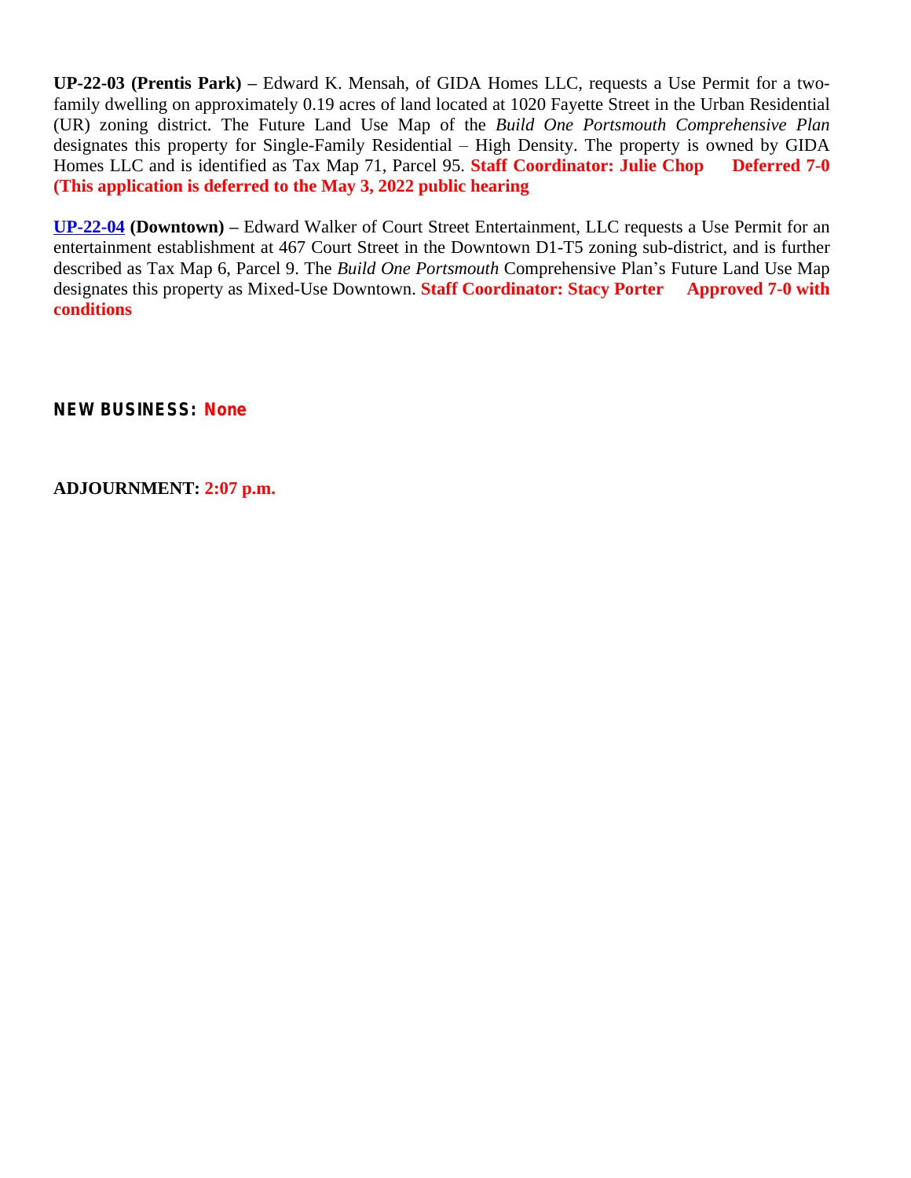**UP-22-03 (Prentis Park) –** Edward K. Mensah, of GIDA Homes LLC, requests a Use Permit for a two-family dwelling on approximately 0.19 acres of land located at 1020 Fayette Street in the Urban Residential (UR) zoning district. The Future Land Use Map of the *Build One Portsmouth Comprehensive Plan* designates this property for Single-Family Residential – High Density. The property is owned by GIDA Homes LLC and is identified as Tax Map 71, Parcel 95. **Staff Coordinator: Julie Chop Deferred 7-0 (This application is deferred to the May 3, 2022 public hearing**

**UP-22-04 (Downtown) –** Edward Walker of Court Street Entertainment, LLC requests a Use Permit for an entertainment establishment at 467 Court Street in the Downtown D1-T5 zoning sub-district, and is further described as Tax Map 6, Parcel 9. The *Build One Portsmouth* Comprehensive Plan's Future Land Use Map designates this property as Mixed-Use Downtown. **Staff Coordinator: Stacy Porter Approved 7-0 with conditions**

**NEW BUSINESS: None**

**ADJOURNMENT: 2:07 p.m.**